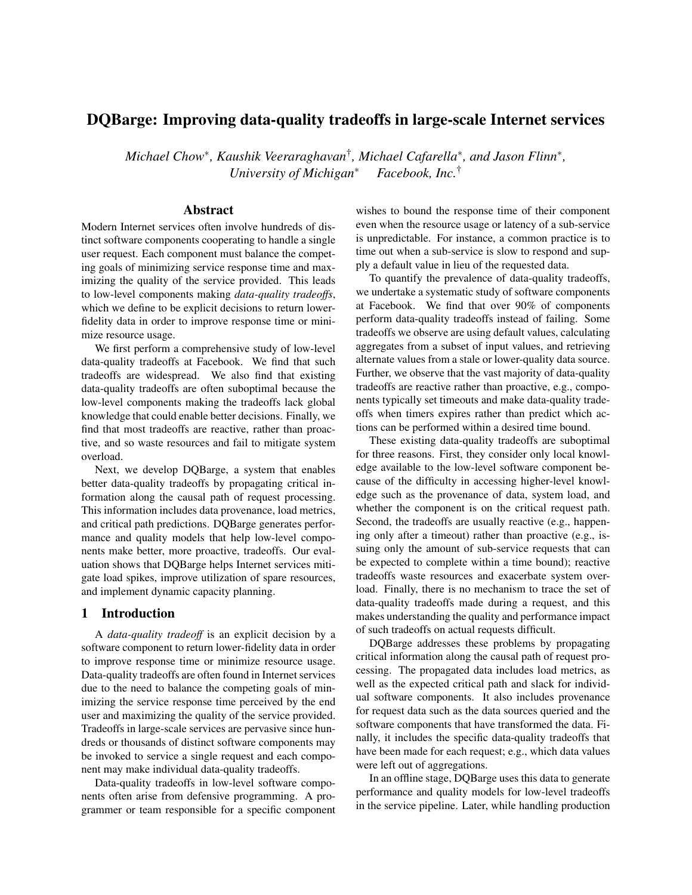# DQBarge: Improving data-quality tradeoffs in large-scale Internet services

*Michael Chow*[*], *Kaushik Veeraraghavan*[†], *Michael Cafarella*[*], *and Jason Flinn*[*],
*University of Michigan*[*] *Facebook, Inc.*[†]

## Abstract

Modern Internet services often involve hundreds of distinct software components cooperating to handle a single user request. Each component must balance the competing goals of minimizing service response time and maximizing the quality of the service provided. This leads to low-level components making *data-quality tradeoffs*, which we define to be explicit decisions to return lower-fidelity data in order to improve response time or minimize resource usage.

We first perform a comprehensive study of low-level data-quality tradeoffs at Facebook. We find that such tradeoffs are widespread. We also find that existing data-quality tradeoffs are often suboptimal because the low-level components making the tradeoffs lack global knowledge that could enable better decisions. Finally, we find that most tradeoffs are reactive, rather than proactive, and so waste resources and fail to mitigate system overload.

Next, we develop DQBarge, a system that enables better data-quality tradeoffs by propagating critical information along the causal path of request processing. This information includes data provenance, load metrics, and critical path predictions. DQBarge generates performance and quality models that help low-level components make better, more proactive, tradeoffs. Our evaluation shows that DQBarge helps Internet services mitigate load spikes, improve utilization of spare resources, and implement dynamic capacity planning.

## 1 Introduction

A *data-quality tradeoff* is an explicit decision by a software component to return lower-fidelity data in order to improve response time or minimize resource usage. Data-quality tradeoffs are often found in Internet services due to the need to balance the competing goals of minimizing the service response time perceived by the end user and maximizing the quality of the service provided. Tradeoffs in large-scale services are pervasive since hundreds or thousands of distinct software components may be invoked to service a single request and each component may make individual data-quality tradeoffs.

Data-quality tradeoffs in low-level software components often arise from defensive programming. A programmer or team responsible for a specific component wishes to bound the response time of their component even when the resource usage or latency of a sub-service is unpredictable. For instance, a common practice is to time out when a sub-service is slow to respond and supply a default value in lieu of the requested data.

To quantify the prevalence of data-quality tradeoffs, we undertake a systematic study of software components at Facebook. We find that over 90% of components perform data-quality tradeoffs instead of failing. Some tradeoffs we observe are using default values, calculating aggregates from a subset of input values, and retrieving alternate values from a stale or lower-quality data source. Further, we observe that the vast majority of data-quality tradeoffs are reactive rather than proactive, e.g., components typically set timeouts and make data-quality tradeoffs when timers expires rather than predict which actions can be performed within a desired time bound.

These existing data-quality tradeoffs are suboptimal for three reasons. First, they consider only local knowledge available to the low-level software component because of the difficulty in accessing higher-level knowledge such as the provenance of data, system load, and whether the component is on the critical request path. Second, the tradeoffs are usually reactive (e.g., happening only after a timeout) rather than proactive (e.g., issuing only the amount of sub-service requests that can be expected to complete within a time bound); reactive tradeoffs waste resources and exacerbate system overload. Finally, there is no mechanism to trace the set of data-quality tradeoffs made during a request, and this makes understanding the quality and performance impact of such tradeoffs on actual requests difficult.

DQBarge addresses these problems by propagating critical information along the causal path of request processing. The propagated data includes load metrics, as well as the expected critical path and slack for individual software components. It also includes provenance for request data such as the data sources queried and the software components that have transformed the data. Finally, it includes the specific data-quality tradeoffs that have been made for each request; e.g., which data values were left out of aggregations.

In an offline stage, DQBarge uses this data to generate performance and quality models for low-level tradeoffs in the service pipeline. Later, while handling production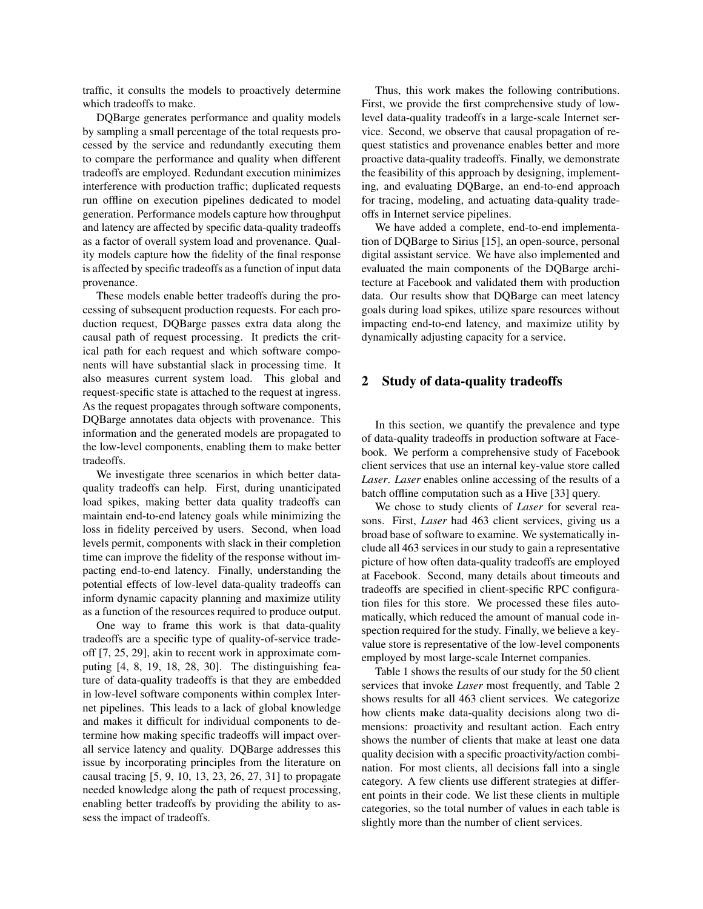traffic, it consults the models to proactively determine which tradeoffs to make.

DQBarge generates performance and quality models by sampling a small percentage of the total requests processed by the service and redundantly executing them to compare the performance and quality when different tradeoffs are employed. Redundant execution minimizes interference with production traffic; duplicated requests run offline on execution pipelines dedicated to model generation. Performance models capture how throughput and latency are affected by specific data-quality tradeoffs as a factor of overall system load and provenance. Quality models capture how the fidelity of the final response is affected by specific tradeoffs as a function of input data provenance.

These models enable better tradeoffs during the processing of subsequent production requests. For each production request, DQBarge passes extra data along the causal path of request processing. It predicts the critical path for each request and which software components will have substantial slack in processing time. It also measures current system load. This global and request-specific state is attached to the request at ingress. As the request propagates through software components, DQBarge annotates data objects with provenance. This information and the generated models are propagated to the low-level components, enabling them to make better tradeoffs.

We investigate three scenarios in which better data-quality tradeoffs can help. First, during unanticipated load spikes, making better data quality tradeoffs can maintain end-to-end latency goals while minimizing the loss in fidelity perceived by users. Second, when load levels permit, components with slack in their completion time can improve the fidelity of the response without impacting end-to-end latency. Finally, understanding the potential effects of low-level data-quality tradeoffs can inform dynamic capacity planning and maximize utility as a function of the resources required to produce output.

One way to frame this work is that data-quality tradeoffs are a specific type of quality-of-service tradeoff [7, 25, 29], akin to recent work in approximate computing [4, 8, 19, 18, 28, 30]. The distinguishing feature of data-quality tradeoffs is that they are embedded in low-level software components within complex Internet pipelines. This leads to a lack of global knowledge and makes it difficult for individual components to determine how making specific tradeoffs will impact overall service latency and quality. DQBarge addresses this issue by incorporating principles from the literature on causal tracing [5, 9, 10, 13, 23, 26, 27, 31] to propagate needed knowledge along the path of request processing, enabling better tradeoffs by providing the ability to assess the impact of tradeoffs.

Thus, this work makes the following contributions. First, we provide the first comprehensive study of low-level data-quality tradeoffs in a large-scale Internet service. Second, we observe that causal propagation of request statistics and provenance enables better and more proactive data-quality tradeoffs. Finally, we demonstrate the feasibility of this approach by designing, implementing, and evaluating DQBarge, an end-to-end approach for tracing, modeling, and actuating data-quality tradeoffs in Internet service pipelines.

We have added a complete, end-to-end implementation of DQBarge to Sirius [15], an open-source, personal digital assistant service. We have also implemented and evaluated the main components of the DQBarge architecture at Facebook and validated them with production data. Our results show that DQBarge can meet latency goals during load spikes, utilize spare resources without impacting end-to-end latency, and maximize utility by dynamically adjusting capacity for a service.

## 2 Study of data-quality tradeoffs

In this section, we quantify the prevalence and type of data-quality tradeoffs in production software at Facebook. We perform a comprehensive study of Facebook client services that use an internal key-value store called *Laser*. *Laser* enables online accessing of the results of a batch offline computation such as a Hive [33] query.

We chose to study clients of *Laser* for several reasons. First, *Laser* had 463 client services, giving us a broad base of software to examine. We systematically include all 463 services in our study to gain a representative picture of how often data-quality tradeoffs are employed at Facebook. Second, many details about timeouts and tradeoffs are specified in client-specific RPC configuration files for this store. We processed these files automatically, which reduced the amount of manual code inspection required for the study. Finally, we believe a key-value store is representative of the low-level components employed by most large-scale Internet companies.

Table 1 shows the results of our study for the 50 client services that invoke *Laser* most frequently, and Table 2 shows results for all 463 client services. We categorize how clients make data-quality decisions along two dimensions: proactivity and resultant action. Each entry shows the number of clients that make at least one data quality decision with a specific proactivity/action combination. For most clients, all decisions fall into a single category. A few clients use different strategies at different points in their code. We list these clients in multiple categories, so the total number of values in each table is slightly more than the number of client services.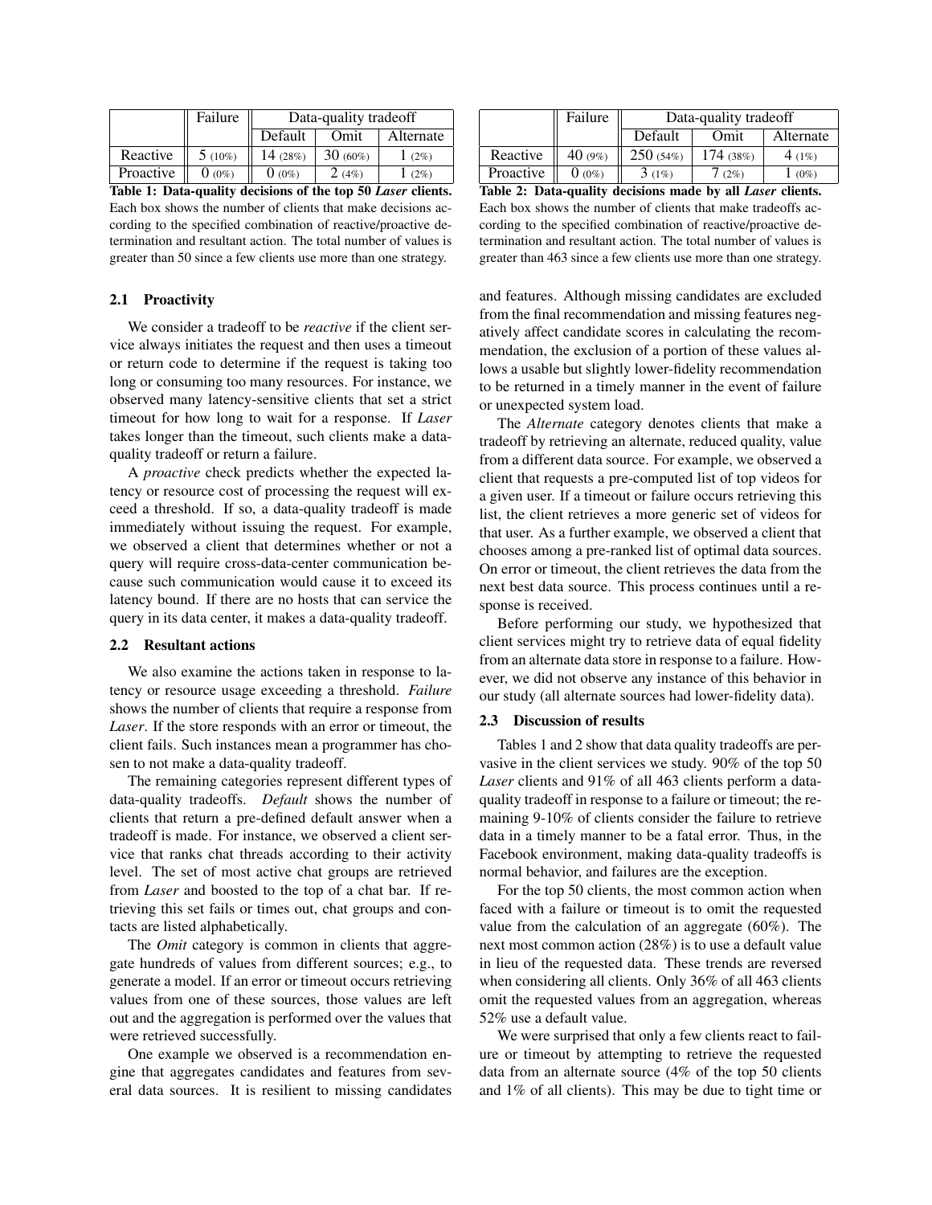| | Failure | Data-quality tradeoff | | |
|---|---|---|---|---|
| | | Default | Omit | Alternate |
| Reactive | 5 (10%) | 14 (28%) | 30 (60%) | 1 (2%) |
| Proactive | 0 (0%) | 0 (0%) | 2 (4%) | 1 (2%) |

**Table 1: Data-quality decisions of the top 50 *Laser* clients.** Each box shows the number of clients that make decisions according to the specified combination of reactive/proactive determination and resultant action. The total number of values is greater than 50 since a few clients use more than one strategy.

| | Failure | Data-quality tradeoff | | |
|---|---|---|---|---|
| | | Default | Omit | Alternate |
| Reactive | 40 (9%) | 250 (54%) | 174 (38%) | 4 (1%) |
| Proactive | 0 (0%) | 3 (1%) | 7 (2%) | 1 (0%) |

**Table 2: Data-quality decisions made by all *Laser* clients.** Each box shows the number of clients that make tradeoffs according to the specified combination of reactive/proactive determination and resultant action. The total number of values is greater than 463 since a few clients use more than one strategy.

### 2.1 Proactivity

We consider a tradeoff to be *reactive* if the client service always initiates the request and then uses a timeout or return code to determine if the request is taking too long or consuming too many resources. For instance, we observed many latency-sensitive clients that set a strict timeout for how long to wait for a response. If *Laser* takes longer than the timeout, such clients make a data-quality tradeoff or return a failure.

A *proactive* check predicts whether the expected latency or resource cost of processing the request will exceed a threshold. If so, a data-quality tradeoff is made immediately without issuing the request. For example, we observed a client that determines whether or not a query will require cross-data-center communication because such communication would cause it to exceed its latency bound. If there are no hosts that can service the query in its data center, it makes a data-quality tradeoff.

### 2.2 Resultant actions

We also examine the actions taken in response to latency or resource usage exceeding a threshold. *Failure* shows the number of clients that require a response from *Laser*. If the store responds with an error or timeout, the client fails. Such instances mean a programmer has chosen to not make a data-quality tradeoff.

The remaining categories represent different types of data-quality tradeoffs. *Default* shows the number of clients that return a pre-defined default answer when a tradeoff is made. For instance, we observed a client service that ranks chat threads according to their activity level. The set of most active chat groups are retrieved from *Laser* and boosted to the top of a chat bar. If retrieving this set fails or times out, chat groups and contacts are listed alphabetically.

The *Omit* category is common in clients that aggregate hundreds of values from different sources; e.g., to generate a model. If an error or timeout occurs retrieving values from one of these sources, those values are left out and the aggregation is performed over the values that were retrieved successfully.

One example we observed is a recommendation engine that aggregates candidates and features from several data sources. It is resilient to missing candidates and features. Although missing candidates are excluded from the final recommendation and missing features negatively affect candidate scores in calculating the recommendation, the exclusion of a portion of these values allows a usable but slightly lower-fidelity recommendation to be returned in a timely manner in the event of failure or unexpected system load.

The *Alternate* category denotes clients that make a tradeoff by retrieving an alternate, reduced quality, value from a different data source. For example, we observed a client that requests a pre-computed list of top videos for a given user. If a timeout or failure occurs retrieving this list, the client retrieves a more generic set of videos for that user. As a further example, we observed a client that chooses among a pre-ranked list of optimal data sources. On error or timeout, the client retrieves the data from the next best data source. This process continues until a response is received.

Before performing our study, we hypothesized that client services might try to retrieve data of equal fidelity from an alternate data store in response to a failure. However, we did not observe any instance of this behavior in our study (all alternate sources had lower-fidelity data).

### 2.3 Discussion of results

Tables 1 and 2 show that data quality tradeoffs are pervasive in the client services we study. 90% of the top 50 *Laser* clients and 91% of all 463 clients perform a data-quality tradeoff in response to a failure or timeout; the remaining 9-10% of clients consider the failure to retrieve data in a timely manner to be a fatal error. Thus, in the Facebook environment, making data-quality tradeoffs is normal behavior, and failures are the exception.

For the top 50 clients, the most common action when faced with a failure or timeout is to omit the requested value from the calculation of an aggregate (60%). The next most common action (28%) is to use a default value in lieu of the requested data. These trends are reversed when considering all clients. Only 36% of all 463 clients omit the requested values from an aggregation, whereas 52% use a default value.

We were surprised that only a few clients react to failure or timeout by attempting to retrieve the requested data from an alternate source (4% of the top 50 clients and 1% of all clients). This may be due to tight time or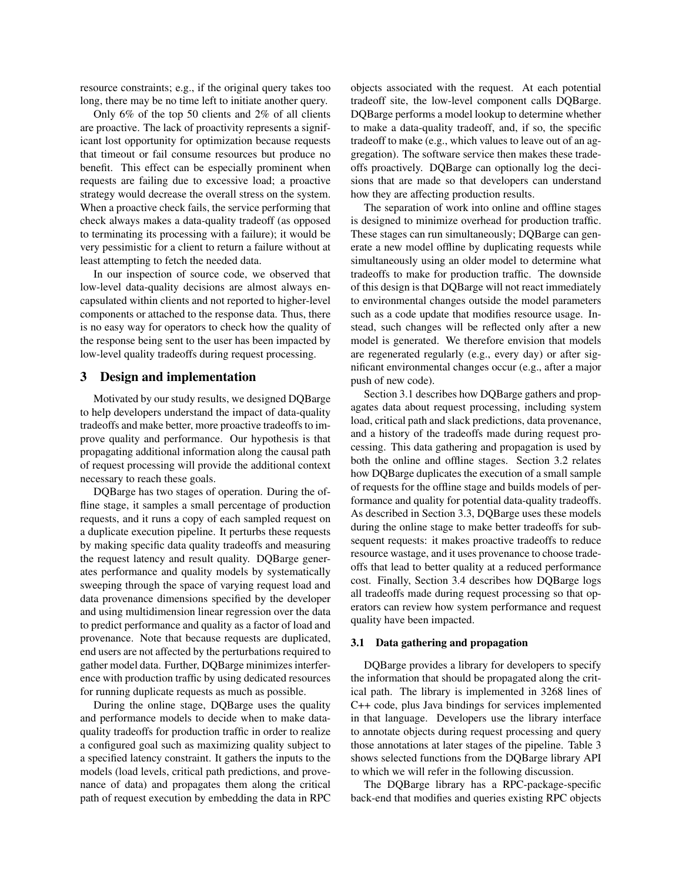resource constraints; e.g., if the original query takes too long, there may be no time left to initiate another query.

Only 6% of the top 50 clients and 2% of all clients are proactive. The lack of proactivity represents a significant lost opportunity for optimization because requests that timeout or fail consume resources but produce no benefit. This effect can be especially prominent when requests are failing due to excessive load; a proactive strategy would decrease the overall stress on the system. When a proactive check fails, the service performing that check always makes a data-quality tradeoff (as opposed to terminating its processing with a failure); it would be very pessimistic for a client to return a failure without at least attempting to fetch the needed data.

In our inspection of source code, we observed that low-level data-quality decisions are almost always encapsulated within clients and not reported to higher-level components or attached to the response data. Thus, there is no easy way for operators to check how the quality of the response being sent to the user has been impacted by low-level quality tradeoffs during request processing.

## 3 Design and implementation

Motivated by our study results, we designed DQBarge to help developers understand the impact of data-quality tradeoffs and make better, more proactive tradeoffs to improve quality and performance. Our hypothesis is that propagating additional information along the causal path of request processing will provide the additional context necessary to reach these goals.

DQBarge has two stages of operation. During the offline stage, it samples a small percentage of production requests, and it runs a copy of each sampled request on a duplicate execution pipeline. It perturbs these requests by making specific data quality tradeoffs and measuring the request latency and result quality. DQBarge generates performance and quality models by systematically sweeping through the space of varying request load and data provenance dimensions specified by the developer and using multidimension linear regression over the data to predict performance and quality as a factor of load and provenance. Note that because requests are duplicated, end users are not affected by the perturbations required to gather model data. Further, DQBarge minimizes interference with production traffic by using dedicated resources for running duplicate requests as much as possible.

During the online stage, DQBarge uses the quality and performance models to decide when to make data-quality tradeoffs for production traffic in order to realize a configured goal such as maximizing quality subject to a specified latency constraint. It gathers the inputs to the models (load levels, critical path predictions, and provenance of data) and propagates them along the critical path of request execution by embedding the data in RPC objects associated with the request. At each potential tradeoff site, the low-level component calls DQBarge. DQBarge performs a model lookup to determine whether to make a data-quality tradeoff, and, if so, the specific tradeoff to make (e.g., which values to leave out of an aggregation). The software service then makes these tradeoffs proactively. DQBarge can optionally log the decisions that are made so that developers can understand how they are affecting production results.

The separation of work into online and offline stages is designed to minimize overhead for production traffic. These stages can run simultaneously; DQBarge can generate a new model offline by duplicating requests while simultaneously using an older model to determine what tradeoffs to make for production traffic. The downside of this design is that DQBarge will not react immediately to environmental changes outside the model parameters such as a code update that modifies resource usage. Instead, such changes will be reflected only after a new model is generated. We therefore envision that models are regenerated regularly (e.g., every day) or after significant environmental changes occur (e.g., after a major push of new code).

Section 3.1 describes how DQBarge gathers and propagates data about request processing, including system load, critical path and slack predictions, data provenance, and a history of the tradeoffs made during request processing. This data gathering and propagation is used by both the online and offline stages. Section 3.2 relates how DQBarge duplicates the execution of a small sample of requests for the offline stage and builds models of performance and quality for potential data-quality tradeoffs. As described in Section 3.3, DQBarge uses these models during the online stage to make better tradeoffs for subsequent requests: it makes proactive tradeoffs to reduce resource wastage, and it uses provenance to choose tradeoffs that lead to better quality at a reduced performance cost. Finally, Section 3.4 describes how DQBarge logs all tradeoffs made during request processing so that operators can review how system performance and request quality have been impacted.

### 3.1 Data gathering and propagation

DQBarge provides a library for developers to specify the information that should be propagated along the critical path. The library is implemented in 3268 lines of C++ code, plus Java bindings for services implemented in that language. Developers use the library interface to annotate objects during request processing and query those annotations at later stages of the pipeline. Table 3 shows selected functions from the DQBarge library API to which we will refer in the following discussion.

The DQBarge library has a RPC-package-specific back-end that modifies and queries existing RPC objects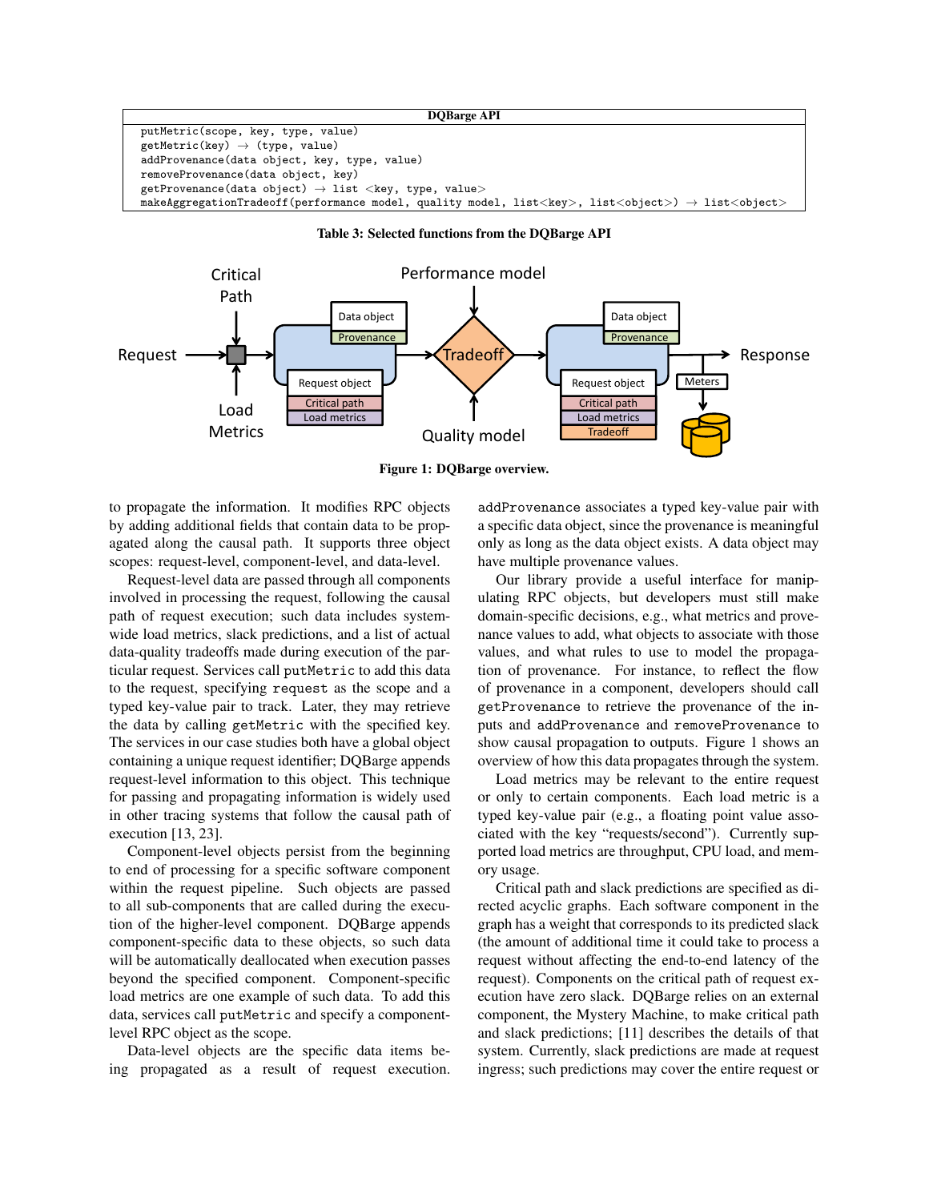| DQBarge API |
| --- |
| `putMetric(scope, key, type, value)` |
| `getMetric(key) → (type, value)` |
| `addProvenance(data object, key, type, value)` |
| `removeProvenance(data object, key)` |
| `getProvenance(data object) → list <key, type, value>` |
| `makeAggregationTradeoff(performance model, quality model, list<key>, list<object>) → list<object>` |

**Table 3: Selected functions from the DQBarge API**

**Figure 1: DQBarge overview.**

to propagate the information. It modifies RPC objects by adding additional fields that contain data to be propagated along the causal path. It supports three object scopes: request-level, component-level, and data-level.

Request-level data are passed through all components involved in processing the request, following the causal path of request execution; such data includes system-wide load metrics, slack predictions, and a list of actual data-quality tradeoffs made during execution of the particular request. Services call `putMetric` to add this data to the request, specifying `request` as the scope and a typed key-value pair to track. Later, they may retrieve the data by calling `getMetric` with the specified key. The services in our case studies both have a global object containing a unique request identifier; DQBarge appends request-level information to this object. This technique for passing and propagating information is widely used in other tracing systems that follow the causal path of execution [13, 23].

Component-level objects persist from the beginning to end of processing for a specific software component within the request pipeline. Such objects are passed to all sub-components that are called during the execution of the higher-level component. DQBarge appends component-specific data to these objects, so such data will be automatically deallocated when execution passes beyond the specified component. Component-specific load metrics are one example of such data. To add this data, services call `putMetric` and specify a component-level RPC object as the scope.

Data-level objects are the specific data items being propagated as a result of request execution. `addProvenance` associates a typed key-value pair with a specific data object, since the provenance is meaningful only as long as the data object exists. A data object may have multiple provenance values.

Our library provide a useful interface for manipulating RPC objects, but developers must still make domain-specific decisions, e.g., what metrics and provenance values to add, what objects to associate with those values, and what rules to use to model the propagation of provenance. For instance, to reflect the flow of provenance in a component, developers should call `getProvenance` to retrieve the provenance of the inputs and `addProvenance` and `removeProvenance` to show causal propagation to outputs. Figure 1 shows an overview of how this data propagates through the system.

Load metrics may be relevant to the entire request or only to certain components. Each load metric is a typed key-value pair (e.g., a floating point value associated with the key "requests/second"). Currently supported load metrics are throughput, CPU load, and memory usage.

Critical path and slack predictions are specified as directed acyclic graphs. Each software component in the graph has a weight that corresponds to its predicted slack (the amount of additional time it could take to process a request without affecting the end-to-end latency of the request). Components on the critical path of request execution have zero slack. DQBarge relies on an external component, the Mystery Machine, to make critical path and slack predictions; [11] describes the details of that system. Currently, slack predictions are made at request ingress; such predictions may cover the entire request or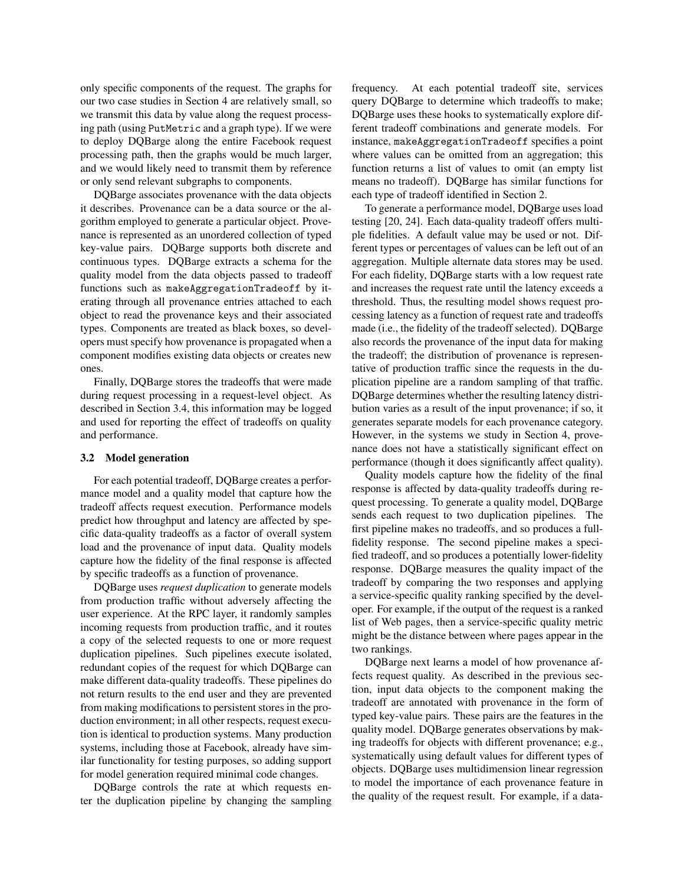only specific components of the request. The graphs for our two case studies in Section 4 are relatively small, so we transmit this data by value along the request processing path (using `PutMetric` and a graph type). If we were to deploy DQBarge along the entire Facebook request processing path, then the graphs would be much larger, and we would likely need to transmit them by reference or only send relevant subgraphs to components.

DQBarge associates provenance with the data objects it describes. Provenance can be a data source or the algorithm employed to generate a particular object. Provenance is represented as an unordered collection of typed key-value pairs. DQBarge supports both discrete and continuous types. DQBarge extracts a schema for the quality model from the data objects passed to tradeoff functions such as `makeAggregationTradeoff` by iterating through all provenance entries attached to each object to read the provenance keys and their associated types. Components are treated as black boxes, so developers must specify how provenance is propagated when a component modifies existing data objects or creates new ones.

Finally, DQBarge stores the tradeoffs that were made during request processing in a request-level object. As described in Section 3.4, this information may be logged and used for reporting the effect of tradeoffs on quality and performance.

### 3.2 Model generation

For each potential tradeoff, DQBarge creates a performance model and a quality model that capture how the tradeoff affects request execution. Performance models predict how throughput and latency are affected by specific data-quality tradeoffs as a factor of overall system load and the provenance of input data. Quality models capture how the fidelity of the final response is affected by specific tradeoffs as a function of provenance.

DQBarge uses *request duplication* to generate models from production traffic without adversely affecting the user experience. At the RPC layer, it randomly samples incoming requests from production traffic, and it routes a copy of the selected requests to one or more request duplication pipelines. Such pipelines execute isolated, redundant copies of the request for which DQBarge can make different data-quality tradeoffs. These pipelines do not return results to the end user and they are prevented from making modifications to persistent stores in the production environment; in all other respects, request execution is identical to production systems. Many production systems, including those at Facebook, already have similar functionality for testing purposes, so adding support for model generation required minimal code changes.

DQBarge controls the rate at which requests enter the duplication pipeline by changing the sampling frequency. At each potential tradeoff site, services query DQBarge to determine which tradeoffs to make; DQBarge uses these hooks to systematically explore different tradeoff combinations and generate models. For instance, `makeAggregationTradeoff` specifies a point where values can be omitted from an aggregation; this function returns a list of values to omit (an empty list means no tradeoff). DQBarge has similar functions for each type of tradeoff identified in Section 2.

To generate a performance model, DQBarge uses load testing [20, 24]. Each data-quality tradeoff offers multiple fidelities. A default value may be used or not. Different types or percentages of values can be left out of an aggregation. Multiple alternate data stores may be used. For each fidelity, DQBarge starts with a low request rate and increases the request rate until the latency exceeds a threshold. Thus, the resulting model shows request processing latency as a function of request rate and tradeoffs made (i.e., the fidelity of the tradeoff selected). DQBarge also records the provenance of the input data for making the tradeoff; the distribution of provenance is representative of production traffic since the requests in the duplication pipeline are a random sampling of that traffic. DQBarge determines whether the resulting latency distribution varies as a result of the input provenance; if so, it generates separate models for each provenance category. However, in the systems we study in Section 4, provenance does not have a statistically significant effect on performance (though it does significantly affect quality).

Quality models capture how the fidelity of the final response is affected by data-quality tradeoffs during request processing. To generate a quality model, DQBarge sends each request to two duplication pipelines. The first pipeline makes no tradeoffs, and so produces a full-fidelity response. The second pipeline makes a specified tradeoff, and so produces a potentially lower-fidelity response. DQBarge measures the quality impact of the tradeoff by comparing the two responses and applying a service-specific quality ranking specified by the developer. For example, if the output of the request is a ranked list of Web pages, then a service-specific quality metric might be the distance between where pages appear in the two rankings.

DQBarge next learns a model of how provenance affects request quality. As described in the previous section, input data objects to the component making the tradeoff are annotated with provenance in the form of typed key-value pairs. These pairs are the features in the quality model. DQBarge generates observations by making tradeoffs for objects with different provenance; e.g., systematically using default values for different types of objects. DQBarge uses multidimension linear regression to model the importance of each provenance feature in the quality of the request result. For example, if a data-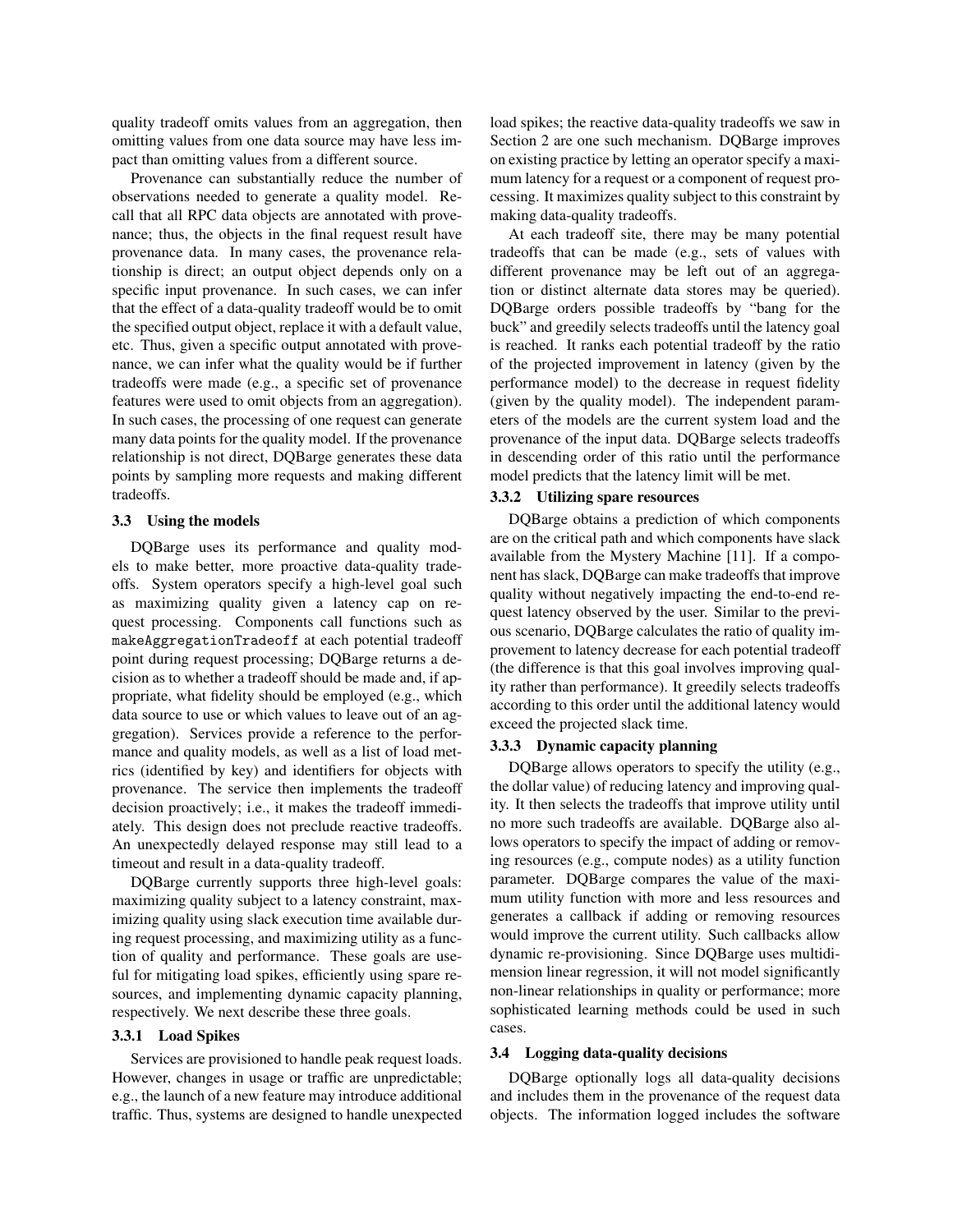quality tradeoff omits values from an aggregation, then omitting values from one data source may have less impact than omitting values from a different source.

Provenance can substantially reduce the number of observations needed to generate a quality model. Recall that all RPC data objects are annotated with provenance; thus, the objects in the final request result have provenance data. In many cases, the provenance relationship is direct; an output object depends only on a specific input provenance. In such cases, we can infer that the effect of a data-quality tradeoff would be to omit the specified output object, replace it with a default value, etc. Thus, given a specific output annotated with provenance, we can infer what the quality would be if further tradeoffs were made (e.g., a specific set of provenance features were used to omit objects from an aggregation). In such cases, the processing of one request can generate many data points for the quality model. If the provenance relationship is not direct, DQBarge generates these data points by sampling more requests and making different tradeoffs.

### 3.3 Using the models

DQBarge uses its performance and quality models to make better, more proactive data-quality tradeoffs. System operators specify a high-level goal such as maximizing quality given a latency cap on request processing. Components call functions such as `makeAggregationTradeoff` at each potential tradeoff point during request processing; DQBarge returns a decision as to whether a tradeoff should be made and, if appropriate, what fidelity should be employed (e.g., which data source to use or which values to leave out of an aggregation). Services provide a reference to the performance and quality models, as well as a list of load metrics (identified by key) and identifiers for objects with provenance. The service then implements the tradeoff decision proactively; i.e., it makes the tradeoff immediately. This design does not preclude reactive tradeoffs. An unexpectedly delayed response may still lead to a timeout and result in a data-quality tradeoff.

DQBarge currently supports three high-level goals: maximizing quality subject to a latency constraint, maximizing quality using slack execution time available during request processing, and maximizing utility as a function of quality and performance. These goals are useful for mitigating load spikes, efficiently using spare resources, and implementing dynamic capacity planning, respectively. We next describe these three goals.

#### 3.3.1 Load Spikes

Services are provisioned to handle peak request loads. However, changes in usage or traffic are unpredictable; e.g., the launch of a new feature may introduce additional traffic. Thus, systems are designed to handle unexpected load spikes; the reactive data-quality tradeoffs we saw in Section 2 are one such mechanism. DQBarge improves on existing practice by letting an operator specify a maximum latency for a request or a component of request processing. It maximizes quality subject to this constraint by making data-quality tradeoffs.

At each tradeoff site, there may be many potential tradeoffs that can be made (e.g., sets of values with different provenance may be left out of an aggregation or distinct alternate data stores may be queried). DQBarge orders possible tradeoffs by "bang for the buck" and greedily selects tradeoffs until the latency goal is reached. It ranks each potential tradeoff by the ratio of the projected improvement in latency (given by the performance model) to the decrease in request fidelity (given by the quality model). The independent parameters of the models are the current system load and the provenance of the input data. DQBarge selects tradeoffs in descending order of this ratio until the performance model predicts that the latency limit will be met.

#### 3.3.2 Utilizing spare resources

DQBarge obtains a prediction of which components are on the critical path and which components have slack available from the Mystery Machine [11]. If a component has slack, DQBarge can make tradeoffs that improve quality without negatively impacting the end-to-end request latency observed by the user. Similar to the previous scenario, DQBarge calculates the ratio of quality improvement to latency decrease for each potential tradeoff (the difference is that this goal involves improving quality rather than performance). It greedily selects tradeoffs according to this order until the additional latency would exceed the projected slack time.

#### 3.3.3 Dynamic capacity planning

DQBarge allows operators to specify the utility (e.g., the dollar value) of reducing latency and improving quality. It then selects the tradeoffs that improve utility until no more such tradeoffs are available. DQBarge also allows operators to specify the impact of adding or removing resources (e.g., compute nodes) as a utility function parameter. DQBarge compares the value of the maximum utility function with more and less resources and generates a callback if adding or removing resources would improve the current utility. Such callbacks allow dynamic re-provisioning. Since DQBarge uses multididimension linear regression, it will not model significantly non-linear relationships in quality or performance; more sophisticated learning methods could be used in such cases.

### 3.4 Logging data-quality decisions

DQBarge optionally logs all data-quality decisions and includes them in the provenance of the request data objects. The information logged includes the software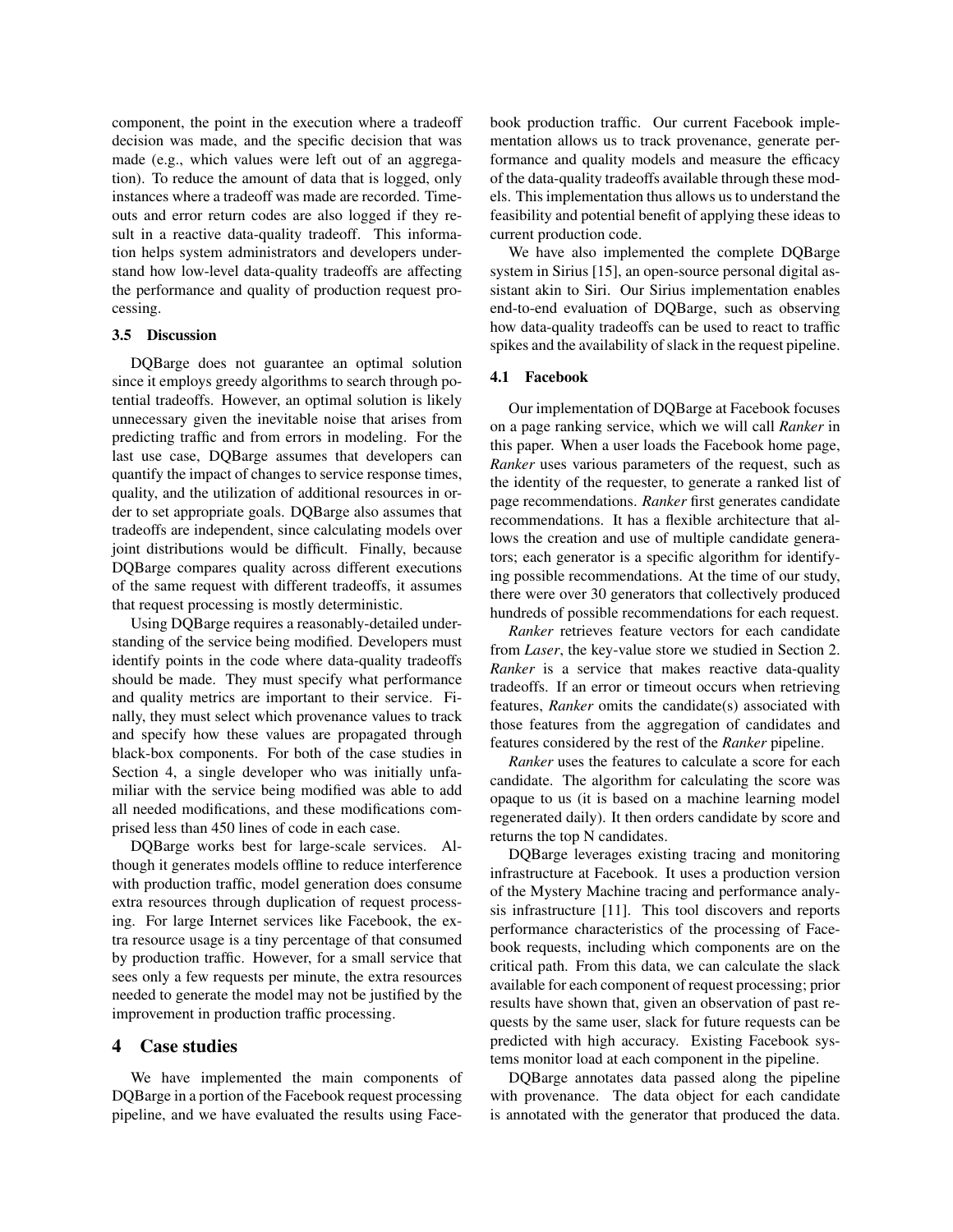component, the point in the execution where a tradeoff decision was made, and the specific decision that was made (e.g., which values were left out of an aggregation). To reduce the amount of data that is logged, only instances where a tradeoff was made are recorded. Timeouts and error return codes are also logged if they result in a reactive data-quality tradeoff. This information helps system administrators and developers understand how low-level data-quality tradeoffs are affecting the performance and quality of production request processing.

### 3.5 Discussion

DQBarge does not guarantee an optimal solution since it employs greedy algorithms to search through potential tradeoffs. However, an optimal solution is likely unnecessary given the inevitable noise that arises from predicting traffic and from errors in modeling. For the last use case, DQBarge assumes that developers can quantify the impact of changes to service response times, quality, and the utilization of additional resources in order to set appropriate goals. DQBarge also assumes that tradeoffs are independent, since calculating models over joint distributions would be difficult. Finally, because DQBarge compares quality across different executions of the same request with different tradeoffs, it assumes that request processing is mostly deterministic.

Using DQBarge requires a reasonably-detailed understanding of the service being modified. Developers must identify points in the code where data-quality tradeoffs should be made. They must specify what performance and quality metrics are important to their service. Finally, they must select which provenance values to track and specify how these values are propagated through black-box components. For both of the case studies in Section 4, a single developer who was initially unfamiliar with the service being modified was able to add all needed modifications, and these modifications comprised less than 450 lines of code in each case.

DQBarge works best for large-scale services. Although it generates models offline to reduce interference with production traffic, model generation does consume extra resources through duplication of request processing. For large Internet services like Facebook, the extra resource usage is a tiny percentage of that consumed by production traffic. However, for a small service that sees only a few requests per minute, the extra resources needed to generate the model may not be justified by the improvement in production traffic processing.

## 4 Case studies

We have implemented the main components of DQBarge in a portion of the Facebook request processing pipeline, and we have evaluated the results using Facebook production traffic. Our current Facebook implementation allows us to track provenance, generate performance and quality models and measure the efficacy of the data-quality tradeoffs available through these models. This implementation thus allows us to understand the feasibility and potential benefit of applying these ideas to current production code.

We have also implemented the complete DQBarge system in Sirius [15], an open-source personal digital assistant akin to Siri. Our Sirius implementation enables end-to-end evaluation of DQBarge, such as observing how data-quality tradeoffs can be used to react to traffic spikes and the availability of slack in the request pipeline.

### 4.1 Facebook

Our implementation of DQBarge at Facebook focuses on a page ranking service, which we will call *Ranker* in this paper. When a user loads the Facebook home page, *Ranker* uses various parameters of the request, such as the identity of the requester, to generate a ranked list of page recommendations. *Ranker* first generates candidate recommendations. It has a flexible architecture that allows the creation and use of multiple candidate generators; each generator is a specific algorithm for identifying possible recommendations. At the time of our study, there were over 30 generators that collectively produced hundreds of possible recommendations for each request.

*Ranker* retrieves feature vectors for each candidate from *Laser*, the key-value store we studied in Section 2. *Ranker* is a service that makes reactive data-quality tradeoffs. If an error or timeout occurs when retrieving features, *Ranker* omits the candidate(s) associated with those features from the aggregation of candidates and features considered by the rest of the *Ranker* pipeline.

*Ranker* uses the features to calculate a score for each candidate. The algorithm for calculating the score was opaque to us (it is based on a machine learning model regenerated daily). It then orders candidate by score and returns the top N candidates.

DQBarge leverages existing tracing and monitoring infrastructure at Facebook. It uses a production version of the Mystery Machine tracing and performance analysis infrastructure [11]. This tool discovers and reports performance characteristics of the processing of Facebook requests, including which components are on the critical path. From this data, we can calculate the slack available for each component of request processing; prior results have shown that, given an observation of past requests by the same user, slack for future requests can be predicted with high accuracy. Existing Facebook systems monitor load at each component in the pipeline.

DQBarge annotates data passed along the pipeline with provenance. The data object for each candidate is annotated with the generator that produced the data.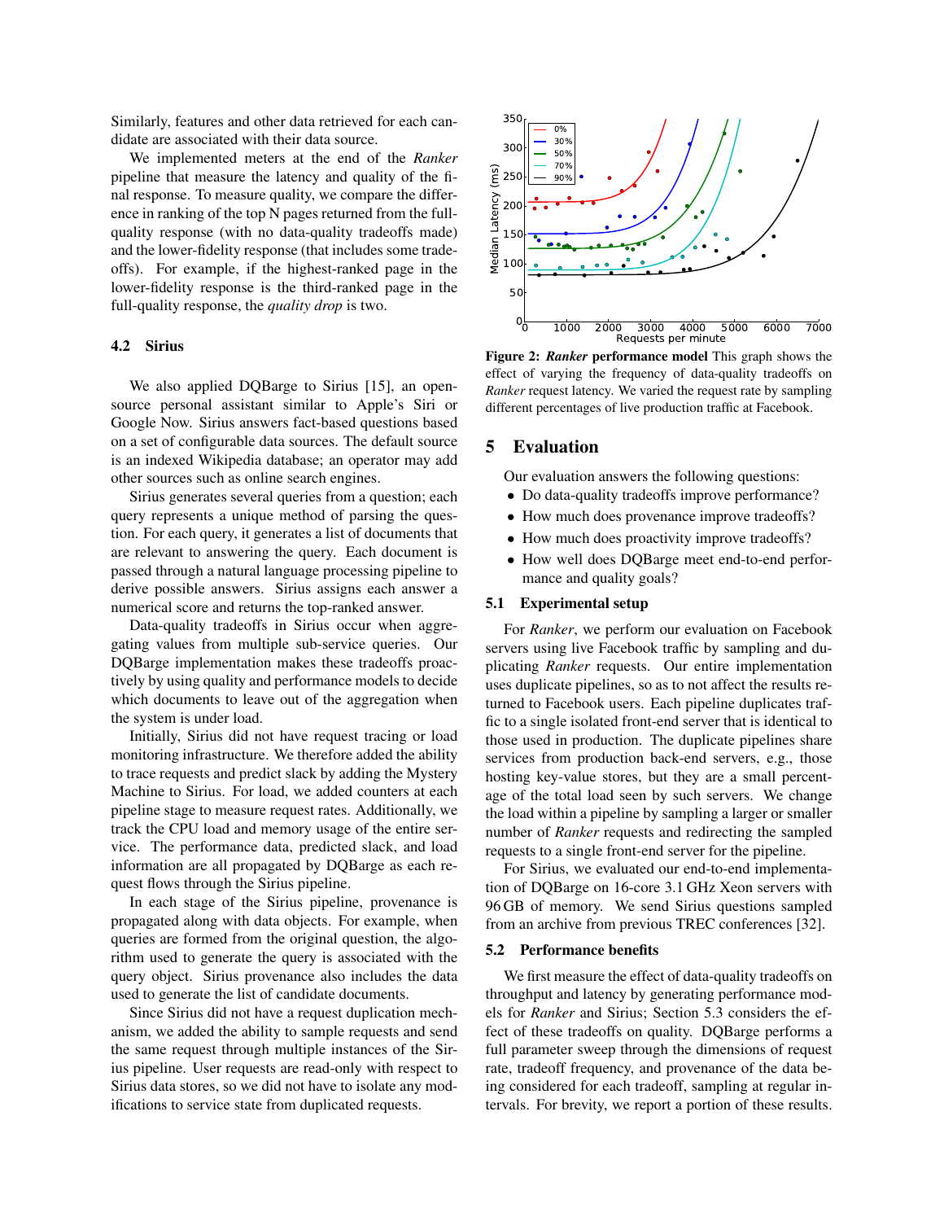Similarly, features and other data retrieved for each candidate are associated with their data source.

We implemented meters at the end of the *Ranker* pipeline that measure the latency and quality of the final response. To measure quality, we compare the difference in ranking of the top N pages returned from the full-quality response (with no data-quality tradeoffs made) and the lower-fidelity response (that includes some tradeoffs). For example, if the highest-ranked page in the lower-fidelity response is the third-ranked page in the full-quality response, the *quality drop* is two.

### 4.2 Sirius

We also applied DQBarge to Sirius [15], an open-source personal assistant similar to Apple's Siri or Google Now. Sirius answers fact-based questions based on a set of configurable data sources. The default source is an indexed Wikipedia database; an operator may add other sources such as online search engines.

Sirius generates several queries from a question; each query represents a unique method of parsing the question. For each query, it generates a list of documents that are relevant to answering the query. Each document is passed through a natural language processing pipeline to derive possible answers. Sirius assigns each answer a numerical score and returns the top-ranked answer.

Data-quality tradeoffs in Sirius occur when aggregating values from multiple sub-service queries. Our DQBarge implementation makes these tradeoffs proactively by using quality and performance models to decide which documents to leave out of the aggregation when the system is under load.

Initially, Sirius did not have request tracing or load monitoring infrastructure. We therefore added the ability to trace requests and predict slack by adding the Mystery Machine to Sirius. For load, we added counters at each pipeline stage to measure request rates. Additionally, we track the CPU load and memory usage of the entire service. The performance data, predicted slack, and load information are all propagated by DQBarge as each request flows through the Sirius pipeline.

In each stage of the Sirius pipeline, provenance is propagated along with data objects. For example, when queries are formed from the original question, the algorithm used to generate the query is associated with the query object. Sirius provenance also includes the data used to generate the list of candidate documents.

Since Sirius did not have a request duplication mechanism, we added the ability to sample requests and send the same request through multiple instances of the Sirius pipeline. User requests are read-only with respect to Sirius data stores, so we did not have to isolate any modifications to service state from duplicated requests.

**Figure 2:** ***Ranker*** **performance model** This graph shows the effect of varying the frequency of data-quality tradeoffs on *Ranker* request latency. We varied the request rate by sampling different percentages of live production traffic at Facebook.

## 5 Evaluation

Our evaluation answers the following questions:

- Do data-quality tradeoffs improve performance?
- How much does provenance improve tradeoffs?
- How much does proactivity improve tradeoffs?
- How well does DQBarge meet end-to-end performance and quality goals?

### 5.1 Experimental setup

For *Ranker*, we perform our evaluation on Facebook servers using live Facebook traffic by sampling and duplicating *Ranker* requests. Our entire implementation uses duplicate pipelines, so as to not affect the results returned to Facebook users. Each pipeline duplicates traffic to a single isolated front-end server that is identical to those used in production. The duplicate pipelines share services from production back-end servers, e.g., those hosting key-value stores, but they are a small percentage of the total load seen by such servers. We change the load within a pipeline by sampling a larger or smaller number of *Ranker* requests and redirecting the sampled requests to a single front-end server for the pipeline.

For Sirius, we evaluated our end-to-end implementation of DQBarge on 16-core 3.1 GHz Xeon servers with 96 GB of memory. We send Sirius questions sampled from an archive from previous TREC conferences [32].

### 5.2 Performance benefits

We first measure the effect of data-quality tradeoffs on throughput and latency by generating performance models for *Ranker* and Sirius; Section 5.3 considers the effect of these tradeoffs on quality. DQBarge performs a full parameter sweep through the dimensions of request rate, tradeoff frequency, and provenance of the data being considered for each tradeoff, sampling at regular intervals. For brevity, we report a portion of these results.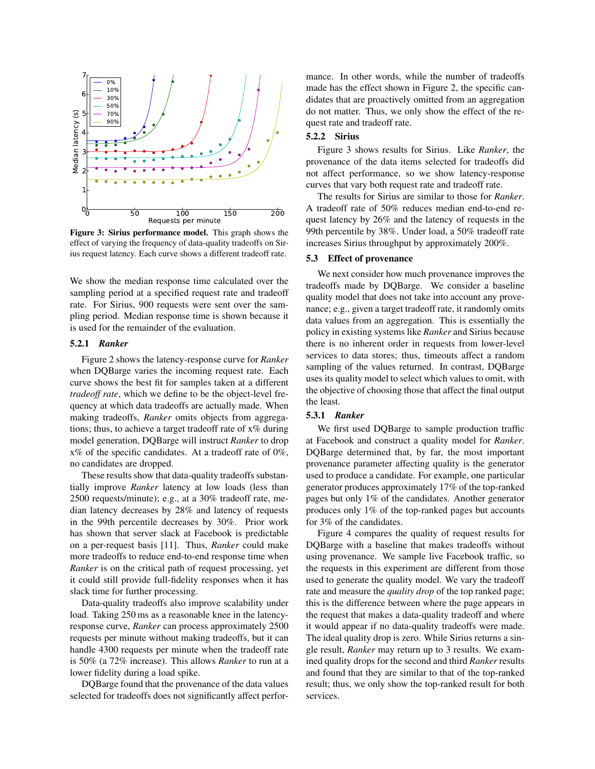**Figure 3: Sirius performance model.** This graph shows the effect of varying the frequency of data-quality tradeoffs on Sirius request latency. Each curve shows a different tradeoff rate.

We show the median response time calculated over the sampling period at a specified request rate and tradeoff rate. For Sirius, 900 requests were sent over the sampling period. Median response time is shown because it is used for the remainder of the evaluation.

### 5.2.1 *Ranker*

Figure 2 shows the latency-response curve for *Ranker* when DQBarge varies the incoming request rate. Each curve shows the best fit for samples taken at a different *tradeoff rate*, which we define to be the object-level frequency at which data tradeoffs are actually made. When making tradeoffs, *Ranker* omits objects from aggregations; thus, to achieve a target tradeoff rate of x% during model generation, DQBarge will instruct *Ranker* to drop x% of the specific candidates. At a tradeoff rate of 0%, no candidates are dropped.

These results show that data-quality tradeoffs substantially improve *Ranker* latency at low loads (less than 2500 requests/minute); e.g., at a 30% tradeoff rate, median latency decreases by 28% and latency of requests in the 99th percentile decreases by 30%. Prior work has shown that server slack at Facebook is predictable on a per-request basis [11]. Thus, *Ranker* could make more tradeoffs to reduce end-to-end response time when *Ranker* is on the critical path of request processing, yet it could still provide full-fidelity responses when it has slack time for further processing.

Data-quality tradeoffs also improve scalability under load. Taking 250 ms as a reasonable knee in the latency-response curve, *Ranker* can process approximately 2500 requests per minute without making tradeoffs, but it can handle 4300 requests per minute when the tradeoff rate is 50% (a 72% increase). This allows *Ranker* to run at a lower fidelity during a load spike.

DQBarge found that the provenance of the data values selected for tradeoffs does not significantly affect performance. In other words, while the number of tradeoffs made has the effect shown in Figure 2, the specific candidates that are proactively omitted from an aggregation do not matter. Thus, we only show the effect of the request rate and tradeoff rate.

### 5.2.2 Sirius

Figure 3 shows results for Sirius. Like *Ranker*, the provenance of the data items selected for tradeoffs did not affect performance, so we show latency-response curves that vary both request rate and tradeoff rate.

The results for Sirius are similar to those for *Ranker*. A tradeoff rate of 50% reduces median end-to-end request latency by 26% and the latency of requests in the 99th percentile by 38%. Under load, a 50% tradeoff rate increases Sirius throughput by approximately 200%.

## 5.3 Effect of provenance

We next consider how much provenance improves the tradeoffs made by DQBarge. We consider a baseline quality model that does not take into account any provenance; e.g., given a target tradeoff rate, it randomly omits data values from an aggregation. This is essentially the policy in existing systems like *Ranker* and Sirius because there is no inherent order in requests from lower-level services to data stores; thus, timeouts affect a random sampling of the values returned. In contrast, DQBarge uses its quality model to select which values to omit, with the objective of choosing those that affect the final output the least.

### 5.3.1 *Ranker*

We first used DQBarge to sample production traffic at Facebook and construct a quality model for *Ranker*. DQBarge determined that, by far, the most important provenance parameter affecting quality is the generator used to produce a candidate. For example, one particular generator produces approximately 17% of the top-ranked pages but only 1% of the candidates. Another generator produces only 1% of the top-ranked pages but accounts for 3% of the candidates.

Figure 4 compares the quality of request results for DQBarge with a baseline that makes tradeoffs without using provenance. We sample live Facebook traffic, so the requests in this experiment are different from those used to generate the quality model. We vary the tradeoff rate and measure the *quality drop* of the top ranked page; this is the difference between where the page appears in the request that makes a data-quality tradeoff and where it would appear if no data-quality tradeoffs were made. The ideal quality drop is zero. While Sirius returns a single result, *Ranker* may return up to 3 results. We examined quality drops for the second and third *Ranker* results and found that they are similar to that of the top-ranked result; thus, we only show the top-ranked result for both services.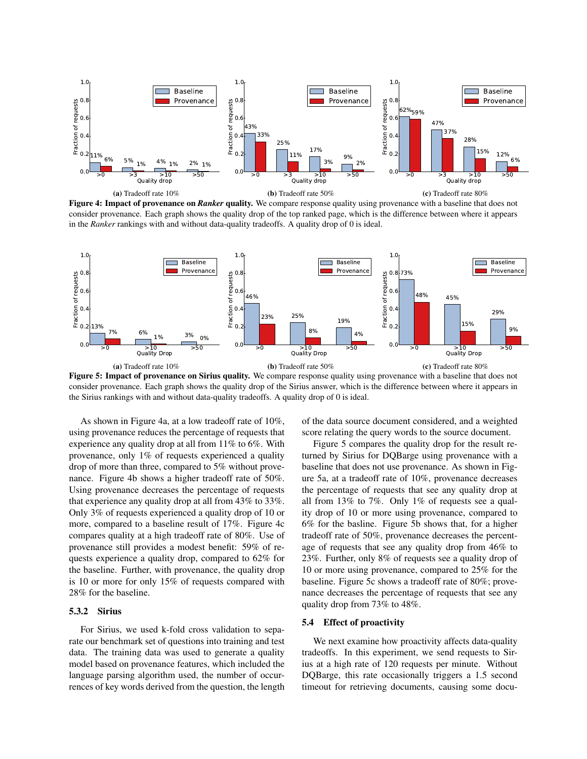(a) Tradeoff rate 10%

(b) Tradeoff rate 50%

(c) Tradeoff rate 80%

**Figure 4: Impact of provenance on *Ranker* quality.** We compare response quality using provenance with a baseline that does not consider provenance. Each graph shows the quality drop of the top ranked page, which is the difference between where it appears in the *Ranker* rankings with and without data-quality tradeoffs. A quality drop of 0 is ideal.

(a) Tradeoff rate 10%

(b) Tradeoff rate 50%

(c) Tradeoff rate 80%

**Figure 5: Impact of provenance on Sirius quality.** We compare response quality using provenance with a baseline that does not consider provenance. Each graph shows the quality drop of the Sirius answer, which is the difference between where it appears in the Sirius rankings with and without data-quality tradeoffs. A quality drop of 0 is ideal.

As shown in Figure 4a, at a low tradeoff rate of 10%, using provenance reduces the percentage of requests that experience any quality drop at all from 11% to 6%. With provenance, only 1% of requests experienced a quality drop of more than three, compared to 5% without provenance. Figure 4b shows a higher tradeoff rate of 50%. Using provenance decreases the percentage of requests that experience any quality drop at all from 43% to 33%. Only 3% of requests experienced a quality drop of 10 or more, compared to a baseline result of 17%. Figure 4c compares quality at a high tradeoff rate of 80%. Use of provenance still provides a modest benefit: 59% of requests experience a quality drop, compared to 62% for the baseline. Further, with provenance, the quality drop is 10 or more for only 15% of requests compared with 28% for the baseline.

### 5.3.2 Sirius

For Sirius, we used k-fold cross validation to separate our benchmark set of questions into training and test data. The training data was used to generate a quality model based on provenance features, which included the language parsing algorithm used, the number of occurrences of key words derived from the question, the length of the data source document considered, and a weighted score relating the query words to the source document.

Figure 5 compares the quality drop for the result returned by Sirius for DQBarge using provenance with a baseline that does not use provenance. As shown in Figure 5a, at a tradeoff rate of 10%, provenance decreases the percentage of requests that see any quality drop at all from 13% to 7%. Only 1% of requests see a quality drop of 10 or more using provenance, compared to 6% for the basline. Figure 5b shows that, for a higher tradeoff rate of 50%, provenance decreases the percentage of requests that see any quality drop from 46% to 23%. Further, only 8% of requests see a quality drop of 10 or more using provenance, compared to 25% for the baseline. Figure 5c shows a tradeoff rate of 80%; provenance decreases the percentage of requests that see any quality drop from 73% to 48%.

## 5.4 Effect of proactivity

We next examine how proactivity affects data-quality tradeoffs. In this experiment, we send requests to Sirius at a high rate of 120 requests per minute. Without DQBarge, this rate occasionally triggers a 1.5 second timeout for retrieving documents, causing some docu-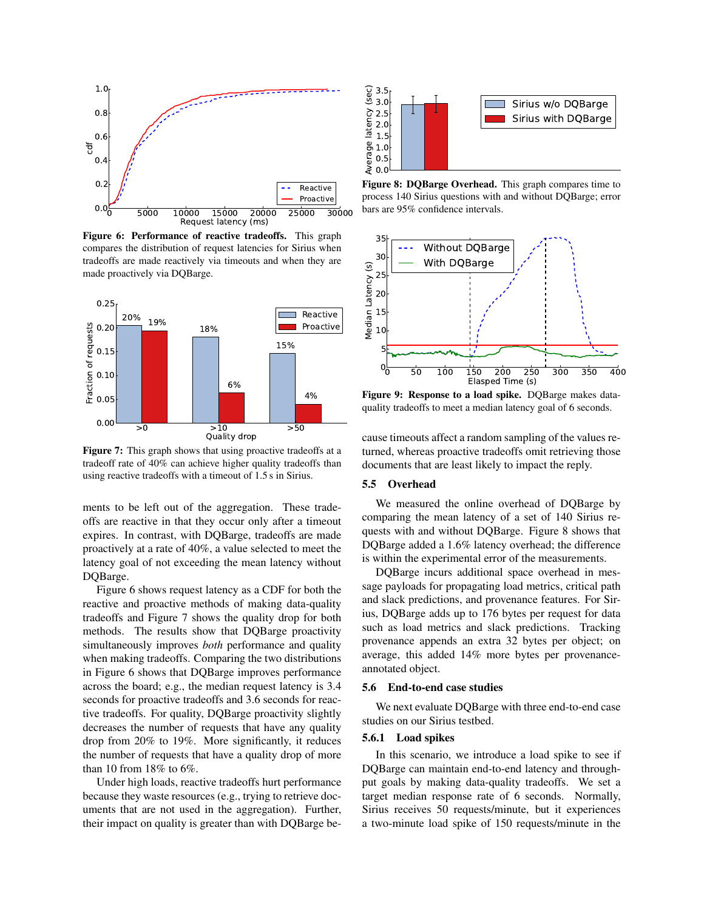Figure 6: **Performance of reactive tradeoffs.** This graph compares the distribution of request latencies for Sirius when tradeoffs are made reactively via timeouts and when they are made proactively via DQBarge.

**Figure 7:** This graph shows that using proactive tradeoffs at a tradeoff rate of 40% can achieve higher quality tradeoffs than using reactive tradeoffs with a timeout of 1.5 s in Sirius.

ments to be left out of the aggregation. These tradeoffs are reactive in that they occur only after a timeout expires. In contrast, with DQBarge, tradeoffs are made proactively at a rate of 40%, a value selected to meet the latency goal of not exceeding the mean latency without DQBarge.

Figure 6 shows request latency as a CDF for both the reactive and proactive methods of making data-quality tradeoffs and Figure 7 shows the quality drop for both methods. The results show that DQBarge proactivity simultaneously improves *both* performance and quality when making tradeoffs. Comparing the two distributions in Figure 6 shows that DQBarge improves performance across the board; e.g., the median request latency is 3.4 seconds for proactive tradeoffs and 3.6 seconds for reactive tradeoffs. For quality, DQBarge proactivity slightly decreases the number of requests that have any quality drop from 20% to 19%. More significantly, it reduces the number of requests that have a quality drop of more than 10 from 18% to 6%.

Under high loads, reactive tradeoffs hurt performance because they waste resources (e.g., trying to retrieve documents that are not used in the aggregation). Further, their impact on quality is greater than with DQBarge because timeouts affect a random sampling of the values returned, whereas proactive tradeoffs omit retrieving those documents that are least likely to impact the reply.

**Figure 8: DQBarge Overhead.** This graph compares time to process 140 Sirius questions with and without DQBarge; error bars are 95% confidence intervals.

**Figure 9: Response to a load spike.** DQBarge makes data-quality tradeoffs to meet a median latency goal of 6 seconds.

### 5.5 Overhead

We measured the online overhead of DQBarge by comparing the mean latency of a set of 140 Sirius requests with and without DQBarge. Figure 8 shows that DQBarge added a 1.6% latency overhead; the difference is within the experimental error of the measurements.

DQBarge incurs additional space overhead in message payloads for propagating load metrics, critical path and slack predictions, and provenance features. For Sirius, DQBarge adds up to 176 bytes per request for data such as load metrics and slack predictions. Tracking provenance appends an extra 32 bytes per object; on average, this added 14% more bytes per provenance-annotated object.

### 5.6 End-to-end case studies

We next evaluate DQBarge with three end-to-end case studies on our Sirius testbed.

#### 5.6.1 Load spikes

In this scenario, we introduce a load spike to see if DQBarge can maintain end-to-end latency and throughput goals by making data-quality tradeoffs. We set a target median response rate of 6 seconds. Normally, Sirius receives 50 requests/minute, but it experiences a two-minute load spike of 150 requests/minute in the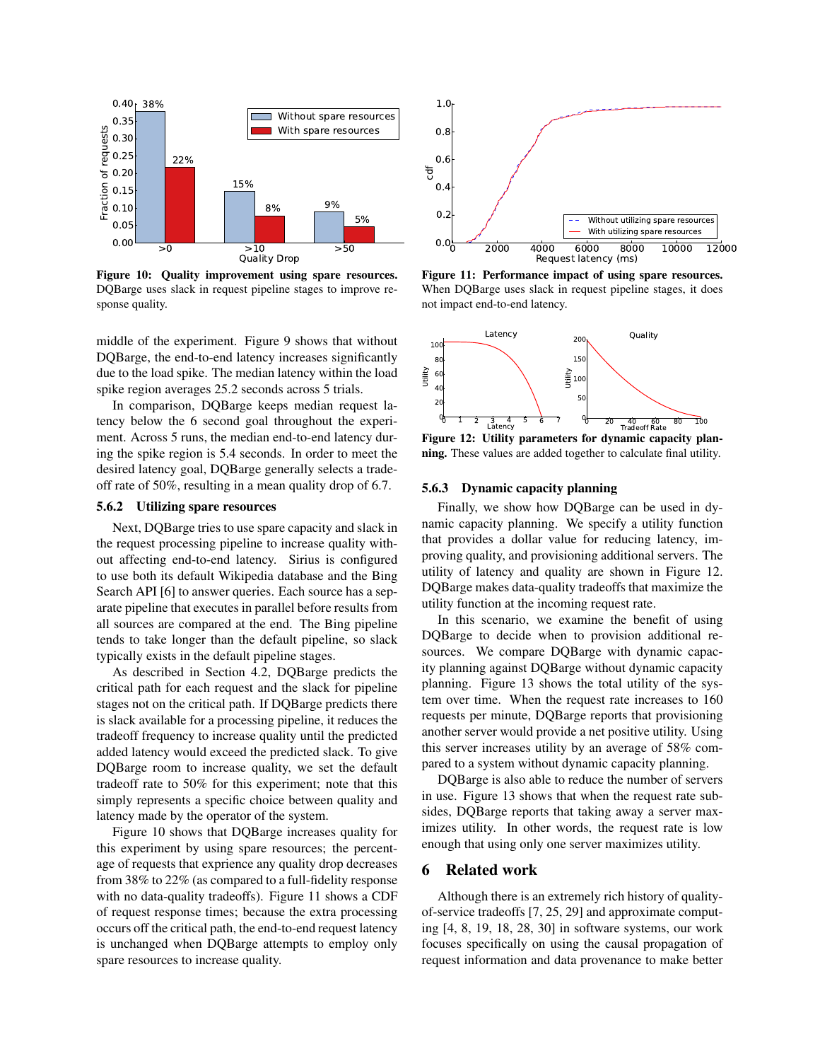Figure 10: **Quality improvement using spare resources.** DQBarge uses slack in request pipeline stages to improve response quality.

Figure 11: **Performance impact of using spare resources.** When DQBarge uses slack in request pipeline stages, it does not impact end-to-end latency.

middle of the experiment. Figure 9 shows that without DQBarge, the end-to-end latency increases significantly due to the load spike. The median latency within the load spike region averages 25.2 seconds across 5 trials.

In comparison, DQBarge keeps median request latency below the 6 second goal throughout the experiment. Across 5 runs, the median end-to-end latency during the spike region is 5.4 seconds. In order to meet the desired latency goal, DQBarge generally selects a tradeoff rate of 50%, resulting in a mean quality drop of 6.7.

### 5.6.2 Utilizing spare resources

Next, DQBarge tries to use spare capacity and slack in the request processing pipeline to increase quality without affecting end-to-end latency. Sirius is configured to use both its default Wikipedia database and the Bing Search API [6] to answer queries. Each source has a separate pipeline that executes in parallel before results from all sources are compared at the end. The Bing pipeline tends to take longer than the default pipeline, so slack typically exists in the default pipeline stages.

As described in Section 4.2, DQBarge predicts the critical path for each request and the slack for pipeline stages not on the critical path. If DQBarge predicts there is slack available for a processing pipeline, it reduces the tradeoff frequency to increase quality until the predicted added latency would exceed the predicted slack. To give DQBarge room to increase quality, we set the default tradeoff rate to 50% for this experiment; note that this simply represents a specific choice between quality and latency made by the operator of the system.

Figure 10 shows that DQBarge increases quality for this experiment by using spare resources; the percentage of requests that exprience any quality drop decreases from 38% to 22% (as compared to a full-fidelity response with no data-quality tradeoffs). Figure 11 shows a CDF of request response times; because the extra processing occurs off the critical path, the end-to-end request latency is unchanged when DQBarge attempts to employ only spare resources to increase quality.

Figure 12: **Utility parameters for dynamic capacity planning.** These values are added together to calculate final utility.

### 5.6.3 Dynamic capacity planning

Finally, we show how DQBarge can be used in dynamic capacity planning. We specify a utility function that provides a dollar value for reducing latency, improving quality, and provisioning additional servers. The utility of latency and quality are shown in Figure 12. DQBarge makes data-quality tradeoffs that maximize the utility function at the incoming request rate.

In this scenario, we examine the benefit of using DQBarge to decide when to provision additional resources. We compare DQBarge with dynamic capacity planning against DQBarge without dynamic capacity planning. Figure 13 shows the total utility of the system over time. When the request rate increases to 160 requests per minute, DQBarge reports that provisioning another server would provide a net positive utility. Using this server increases utility by an average of 58% compared to a system without dynamic capacity planning.

DQBarge is also able to reduce the number of servers in use. Figure 13 shows that when the request rate subsides, DQBarge reports that taking away a server maximizes utility. In other words, the request rate is low enough that using only one server maximizes utility.

## 6 Related work

Although there is an extremely rich history of quality-of-service tradeoffs [7, 25, 29] and approximate computing [4, 8, 19, 18, 28, 30] in software systems, our work focuses specifically on using the causal propagation of request information and data provenance to make better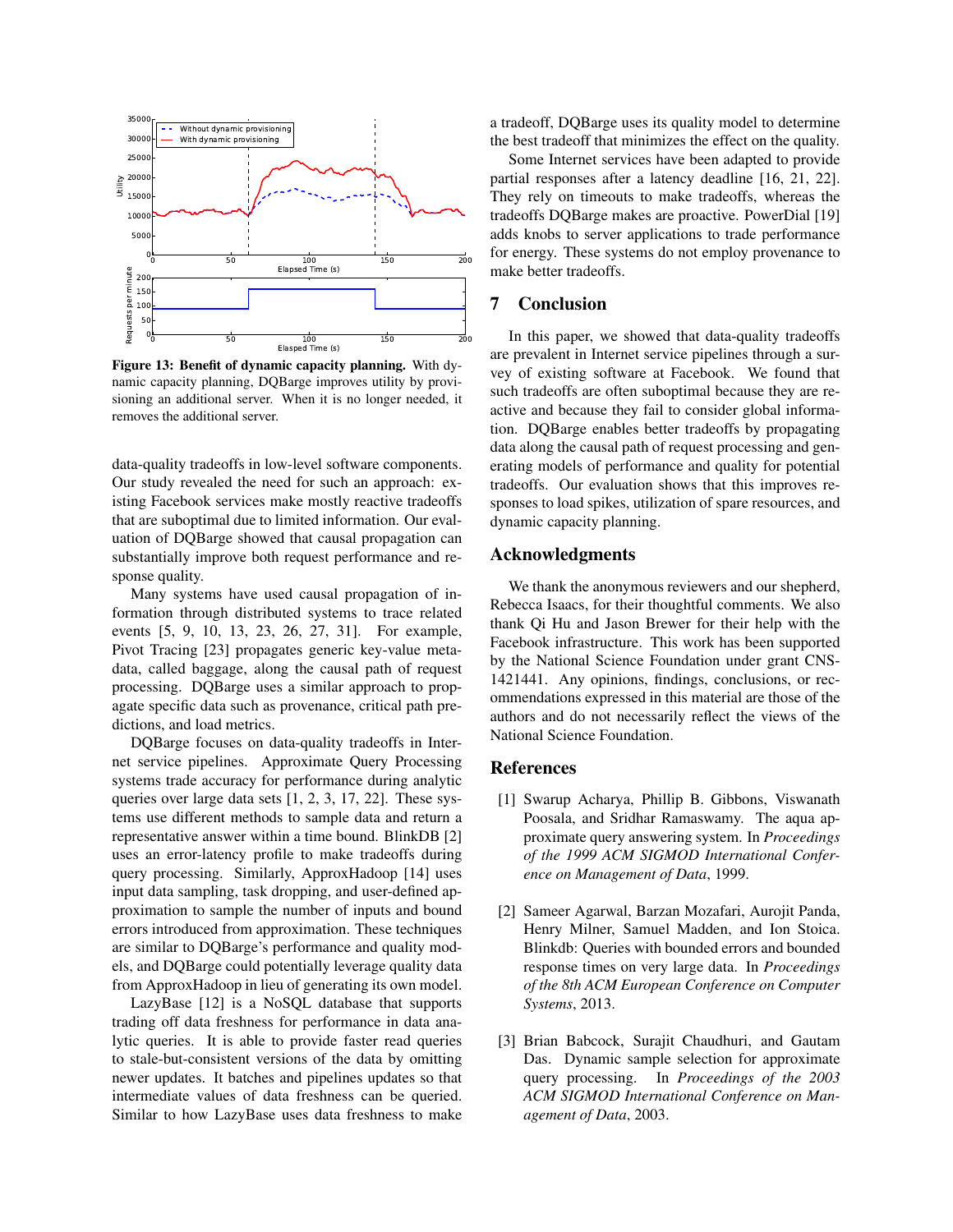**Figure 13: Benefit of dynamic capacity planning.** With dynamic capacity planning, DQBarge improves utility by provisioning an additional server. When it is no longer needed, it removes the additional server.

data-quality tradeoffs in low-level software components. Our study revealed the need for such an approach: existing Facebook services make mostly reactive tradeoffs that are suboptimal due to limited information. Our evaluation of DQBarge showed that causal propagation can substantially improve both request performance and response quality.

Many systems have used causal propagation of information through distributed systems to trace related events [5, 9, 10, 13, 23, 26, 27, 31]. For example, Pivot Tracing [23] propagates generic key-value metadata, called baggage, along the causal path of request processing. DQBarge uses a similar approach to propagate specific data such as provenance, critical path predictions, and load metrics.

DQBarge focuses on data-quality tradeoffs in Internet service pipelines. Approximate Query Processing systems trade accuracy for performance during analytic queries over large data sets [1, 2, 3, 17, 22]. These systems use different methods to sample data and return a representative answer within a time bound. BlinkDB [2] uses an error-latency profile to make tradeoffs during query processing. Similarly, ApproxHadoop [14] uses input data sampling, task dropping, and user-defined approximation to sample the number of inputs and bound errors introduced from approximation. These techniques are similar to DQBarge's performance and quality models, and DQBarge could potentially leverage quality data from ApproxHadoop in lieu of generating its own model.

LazyBase [12] is a NoSQL database that supports trading off data freshness for performance in data analytic queries. It is able to provide faster read queries to stale-but-consistent versions of the data by omitting newer updates. It batches and pipelines updates so that intermediate values of data freshness can be queried. Similar to how LazyBase uses data freshness to make a tradeoff, DQBarge uses its quality model to determine the best tradeoff that minimizes the effect on the quality.

Some Internet services have been adapted to provide partial responses after a latency deadline [16, 21, 22]. They rely on timeouts to make tradeoffs, whereas the tradeoffs DQBarge makes are proactive. PowerDial [19] adds knobs to server applications to trade performance for energy. These systems do not employ provenance to make better tradeoffs.

## 7 Conclusion

In this paper, we showed that data-quality tradeoffs are prevalent in Internet service pipelines through a survey of existing software at Facebook. We found that such tradeoffs are often suboptimal because they are reactive and because they fail to consider global information. DQBarge enables better tradeoffs by propagating data along the causal path of request processing and generating models of performance and quality for potential tradeoffs. Our evaluation shows that this improves responses to load spikes, utilization of spare resources, and dynamic capacity planning.

## Acknowledgments

We thank the anonymous reviewers and our shepherd, Rebecca Isaacs, for their thoughtful comments. We also thank Qi Hu and Jason Brewer for their help with the Facebook infrastructure. This work has been supported by the National Science Foundation under grant CNS-1421441. Any opinions, findings, conclusions, or recommendations expressed in this material are those of the authors and do not necessarily reflect the views of the National Science Foundation.

## References

[1] Swarup Acharya, Phillip B. Gibbons, Viswanath Poosala, and Sridhar Ramaswamy. The aqua approximate query answering system. In *Proceedings of the 1999 ACM SIGMOD International Conference on Management of Data*, 1999.

[2] Sameer Agarwal, Barzan Mozafari, Aurojit Panda, Henry Milner, Samuel Madden, and Ion Stoica. Blinkdb: Queries with bounded errors and bounded response times on very large data. In *Proceedings of the 8th ACM European Conference on Computer Systems*, 2013.

[3] Brian Babcock, Surajit Chaudhuri, and Gautam Das. Dynamic sample selection for approximate query processing. In *Proceedings of the 2003 ACM SIGMOD International Conference on Management of Data*, 2003.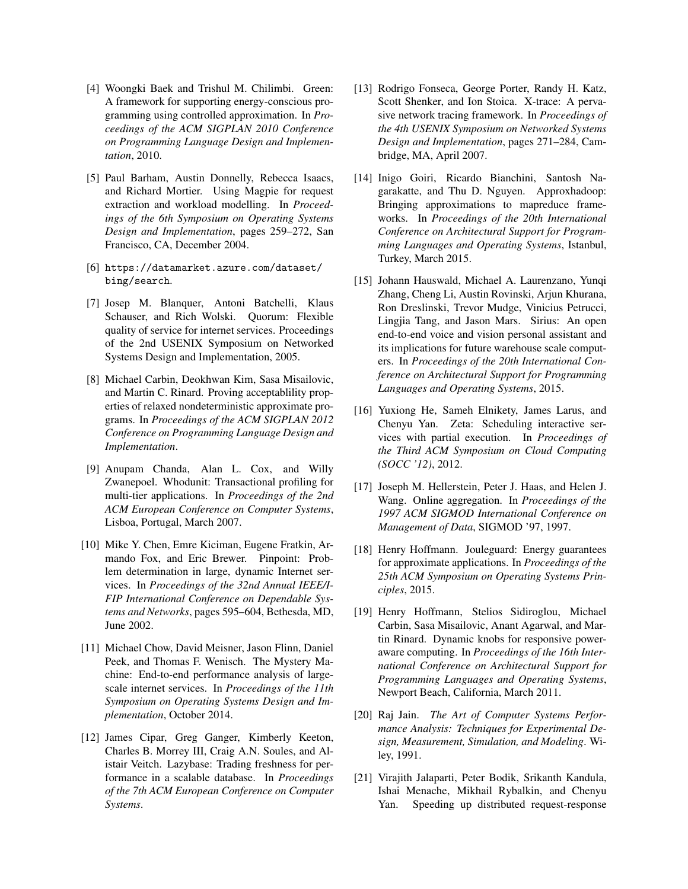[4] Woongki Baek and Trishul M. Chilimbi. Green: A framework for supporting energy-conscious programming using controlled approximation. In *Proceedings of the ACM SIGPLAN 2010 Conference on Programming Language Design and Implementation*, 2010.

[5] Paul Barham, Austin Donnelly, Rebecca Isaacs, and Richard Mortier. Using Magpie for request extraction and workload modelling. In *Proceedings of the 6th Symposium on Operating Systems Design and Implementation*, pages 259–272, San Francisco, CA, December 2004.

[6] `https://datamarket.azure.com/dataset/bing/search`.

[7] Josep M. Blanquer, Antoni Batchelli, Klaus Schauser, and Rich Wolski. Quorum: Flexible quality of service for internet services. Proceedings of the 2nd USENIX Symposium on Networked Systems Design and Implementation, 2005.

[8] Michael Carbin, Deokhwan Kim, Sasa Misailovic, and Martin C. Rinard. Proving acceptablility properties of relaxed nondeterministic approximate programs. In *Proceedings of the ACM SIGPLAN 2012 Conference on Programming Language Design and Implementation*.

[9] Anupam Chanda, Alan L. Cox, and Willy Zwanepoel. Whodunit: Transactional profiling for multi-tier applications. In *Proceedings of the 2nd ACM European Conference on Computer Systems*, Lisboa, Portugal, March 2007.

[10] Mike Y. Chen, Emre Kiciman, Eugene Fratkin, Armando Fox, and Eric Brewer. Pinpoint: Problem determination in large, dynamic Internet services. In *Proceedings of the 32nd Annual IEEE/IFIP International Conference on Dependable Systems and Networks*, pages 595–604, Bethesda, MD, June 2002.

[11] Michael Chow, David Meisner, Jason Flinn, Daniel Peek, and Thomas F. Wenisch. The Mystery Machine: End-to-end performance analysis of large-scale internet services. In *Proceedings of the 11th Symposium on Operating Systems Design and Implementation*, October 2014.

[12] James Cipar, Greg Ganger, Kimberly Keeton, Charles B. Morrey III, Craig A.N. Soules, and Alistair Veitch. Lazybase: Trading freshness for performance in a scalable database. In *Proceedings of the 7th ACM European Conference on Computer Systems*.

[13] Rodrigo Fonseca, George Porter, Randy H. Katz, Scott Shenker, and Ion Stoica. X-trace: A pervasive network tracing framework. In *Proceedings of the 4th USENIX Symposium on Networked Systems Design and Implementation*, pages 271–284, Cambridge, MA, April 2007.

[14] Inigo Goiri, Ricardo Bianchini, Santosh Nagarakatte, and Thu D. Nguyen. Approxhadoop: Bringing approximations to mapreduce frameworks. In *Proceedings of the 20th International Conference on Architectural Support for Programming Languages and Operating Systems*, Istanbul, Turkey, March 2015.

[15] Johann Hauswald, Michael A. Laurenzano, Yunqi Zhang, Cheng Li, Austin Rovinski, Arjun Khurana, Ron Dreslinski, Trevor Mudge, Vinicius Petrucci, Lingjia Tang, and Jason Mars. Sirius: An open end-to-end voice and vision personal assistant and its implications for future warehouse scale computers. In *Proceedings of the 20th International Conference on Architectural Support for Programming Languages and Operating Systems*, 2015.

[16] Yuxiong He, Sameh Elnikety, James Larus, and Chenyu Yan. Zeta: Scheduling interactive services with partial execution. In *Proceedings of the Third ACM Symposium on Cloud Computing (SOCC '12)*, 2012.

[17] Joseph M. Hellerstein, Peter J. Haas, and Helen J. Wang. Online aggregation. In *Proceedings of the 1997 ACM SIGMOD International Conference on Management of Data*, SIGMOD '97, 1997.

[18] Henry Hoffmann. Jouleguard: Energy guarantees for approximate applications. In *Proceedings of the 25th ACM Symposium on Operating Systems Principles*, 2015.

[19] Henry Hoffmann, Stelios Sidiroglou, Michael Carbin, Sasa Misailovic, Anant Agarwal, and Martin Rinard. Dynamic knobs for responsive power-aware computing. In *Proceedings of the 16th International Conference on Architectural Support for Programming Languages and Operating Systems*, Newport Beach, California, March 2011.

[20] Raj Jain. *The Art of Computer Systems Performance Analysis: Techniques for Experimental Design, Measurement, Simulation, and Modeling*. Wiley, 1991.

[21] Virajith Jalaparti, Peter Bodik, Srikanth Kandula, Ishai Menache, Mikhail Rybalkin, and Chenyu Yan. Speeding up distributed request-response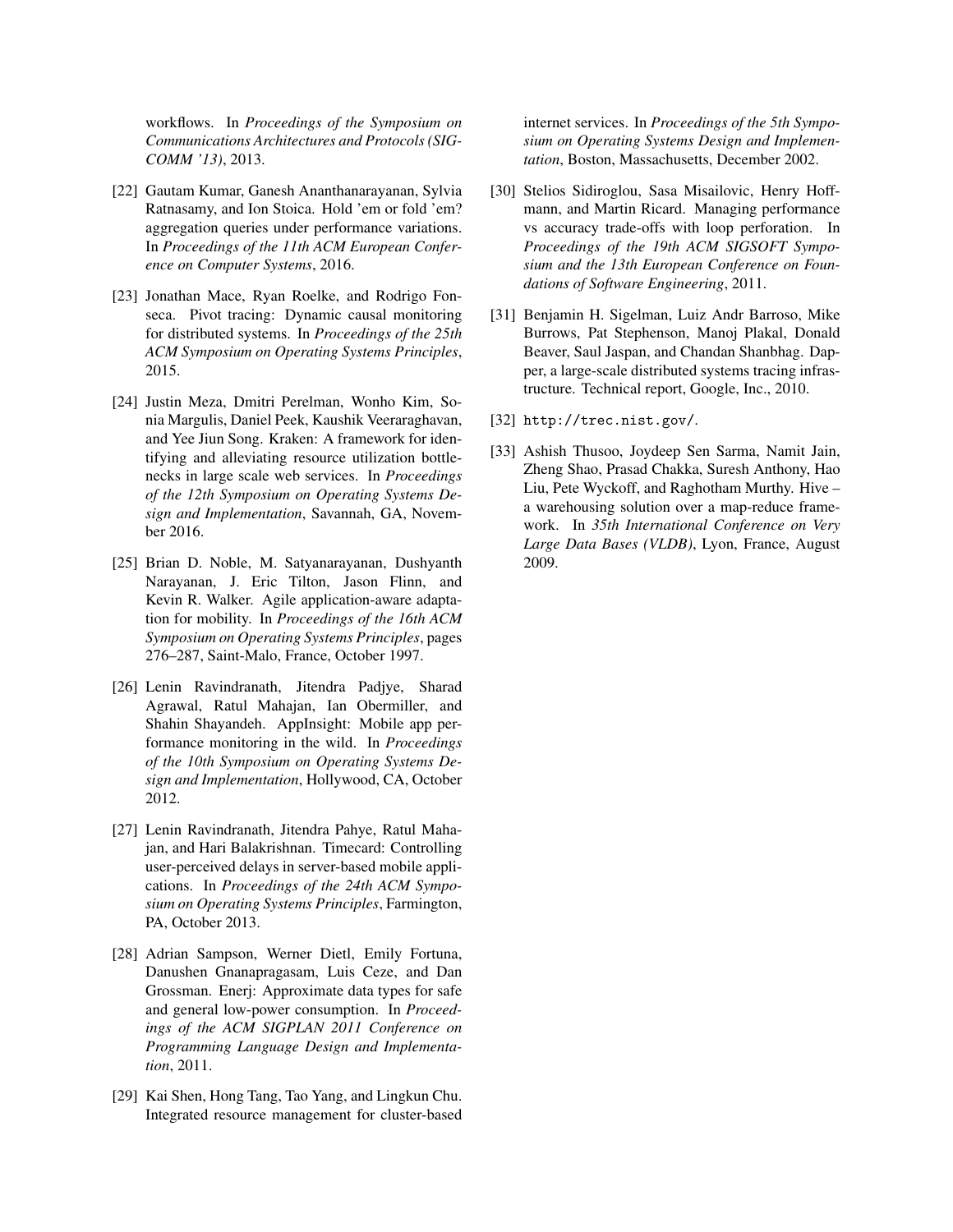workflows. In *Proceedings of the Symposium on Communications Architectures and Protocols (SIGCOMM '13)*, 2013.

[22] Gautam Kumar, Ganesh Ananthanarayanan, Sylvia Ratnasamy, and Ion Stoica. Hold 'em or fold 'em? aggregation queries under performance variations. In *Proceedings of the 11th ACM European Conference on Computer Systems*, 2016.

[23] Jonathan Mace, Ryan Roelke, and Rodrigo Fonseca. Pivot tracing: Dynamic causal monitoring for distributed systems. In *Proceedings of the 25th ACM Symposium on Operating Systems Principles*, 2015.

[24] Justin Meza, Dmitri Perelman, Wonho Kim, Sonia Margulis, Daniel Peek, Kaushik Veeraraghavan, and Yee Jiun Song. Kraken: A framework for identifying and alleviating resource utilization bottlenecks in large scale web services. In *Proceedings of the 12th Symposium on Operating Systems Design and Implementation*, Savannah, GA, November 2016.

[25] Brian D. Noble, M. Satyanarayanan, Dushyanth Narayanan, J. Eric Tilton, Jason Flinn, and Kevin R. Walker. Agile application-aware adaptation for mobility. In *Proceedings of the 16th ACM Symposium on Operating Systems Principles*, pages 276–287, Saint-Malo, France, October 1997.

[26] Lenin Ravindranath, Jitendra Padjye, Sharad Agrawal, Ratul Mahajan, Ian Obermiller, and Shahin Shayandeh. AppInsight: Mobile app performance monitoring in the wild. In *Proceedings of the 10th Symposium on Operating Systems Design and Implementation*, Hollywood, CA, October 2012.

[27] Lenin Ravindranath, Jitendra Pahye, Ratul Mahajan, and Hari Balakrishnan. Timecard: Controlling user-perceived delays in server-based mobile applications. In *Proceedings of the 24th ACM Symposium on Operating Systems Principles*, Farmington, PA, October 2013.

[28] Adrian Sampson, Werner Dietl, Emily Fortuna, Danushen Gnanapragasam, Luis Ceze, and Dan Grossman. Enerj: Approximate data types for safe and general low-power consumption. In *Proceedings of the ACM SIGPLAN 2011 Conference on Programming Language Design and Implementation*, 2011.

[29] Kai Shen, Hong Tang, Tao Yang, and Lingkun Chu. Integrated resource management for cluster-based internet services. In *Proceedings of the 5th Symposium on Operating Systems Design and Implementation*, Boston, Massachusetts, December 2002.

[30] Stelios Sidiroglou, Sasa Misailovic, Henry Hoffmann, and Martin Ricard. Managing performance vs accuracy trade-offs with loop perforation. In *Proceedings of the 19th ACM SIGSOFT Symposium and the 13th European Conference on Foundations of Software Engineering*, 2011.

[31] Benjamin H. Sigelman, Luiz Andr Barroso, Mike Burrows, Pat Stephenson, Manoj Plakal, Donald Beaver, Saul Jaspan, and Chandan Shanbhag. Dapper, a large-scale distributed systems tracing infrastructure. Technical report, Google, Inc., 2010.

[32] `http://trec.nist.gov/`.

[33] Ashish Thusoo, Joydeep Sen Sarma, Namit Jain, Zheng Shao, Prasad Chakka, Suresh Anthony, Hao Liu, Pete Wyckoff, and Raghotham Murthy. Hive – a warehousing solution over a map-reduce framework. In *35th International Conference on Very Large Data Bases (VLDB)*, Lyon, France, August 2009.